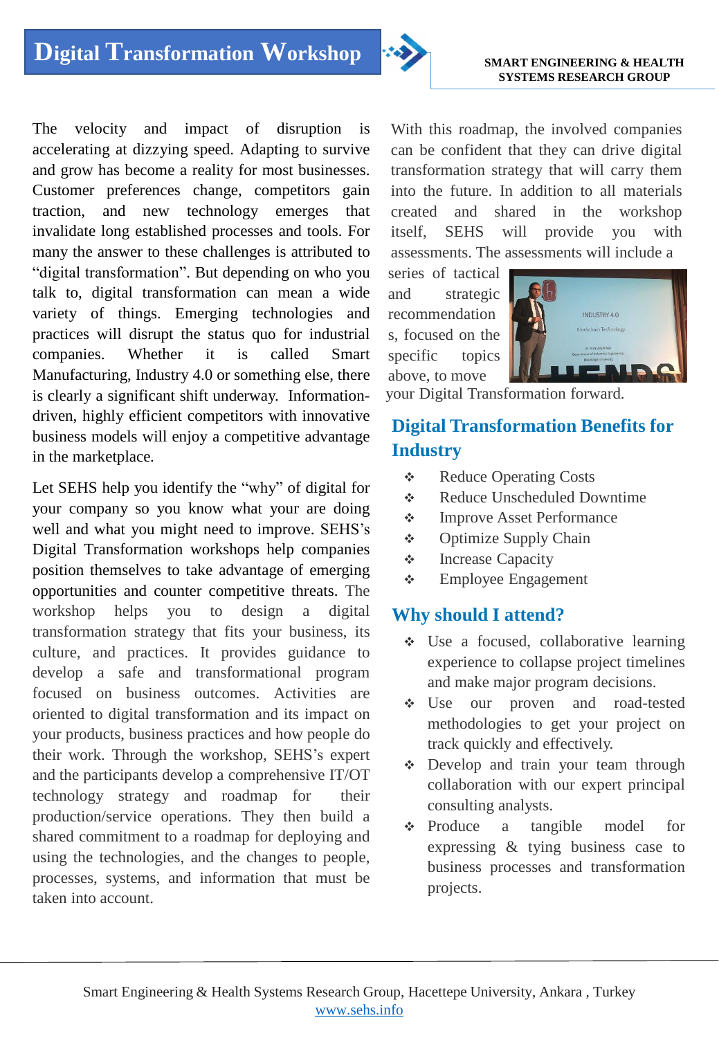# Digital Transformation Workshop

SMART ENGINEERING & HEALTH SYSTEMS RESEARCH GROUP

The velocity and impact of disruption is accelerating at dizzying speed. Adapting to survive and grow has become a reality for most businesses. Customer preferences change, competitors gain traction, and new technology emerges that invalidate long established processes and tools. For many the answer to these challenges is attributed to "digital transformation". But depending on who you talk to, digital transformation can mean a wide variety of things. Emerging technologies and practices will disrupt the status quo for industrial companies. Whether it is called Smart Manufacturing, Industry 4.0 or something else, there is clearly a significant shift underway. Information-driven, highly efficient competitors with innovative business models will enjoy a competitive advantage in the marketplace.

Let SEHS help you identify the "why" of digital for your company so you know what your are doing well and what you might need to improve. SEHS's Digital Transformation workshops help companies position themselves to take advantage of emerging opportunities and counter competitive threats. The workshop helps you to design a digital transformation strategy that fits your business, its culture, and practices. It provides guidance to develop a safe and transformational program focused on business outcomes. Activities are oriented to digital transformation and its impact on your products, business practices and how people do their work. Through the workshop, SEHS's expert and the participants develop a comprehensive IT/OT technology strategy and roadmap for their production/service operations. They then build a shared commitment to a roadmap for deploying and using the technologies, and the changes to people, processes, systems, and information that must be taken into account.

With this roadmap, the involved companies can be confident that they can drive digital transformation strategy that will carry them into the future. In addition to all materials created and shared in the workshop itself, SEHS will provide you with assessments. The assessments will include a series of tactical and strategic recommendations, focused on the specific topics above, to move your Digital Transformation forward.

## Digital Transformation Benefits for Industry

- Reduce Operating Costs
- Reduce Unscheduled Downtime
- Improve Asset Performance
- Optimize Supply Chain
- Increase Capacity
- Employee Engagement

## Why should I attend?

- Use a focused, collaborative learning experience to collapse project timelines and make major program decisions.
- Use our proven and road-tested methodologies to get your project on track quickly and effectively.
- Develop and train your team through collaboration with our expert principal consulting analysts.
- Produce a tangible model for expressing & tying business case to business processes and transformation projects.

Smart Engineering & Health Systems Research Group, Hacettepe University, Ankara , Turkey
www.sehs.info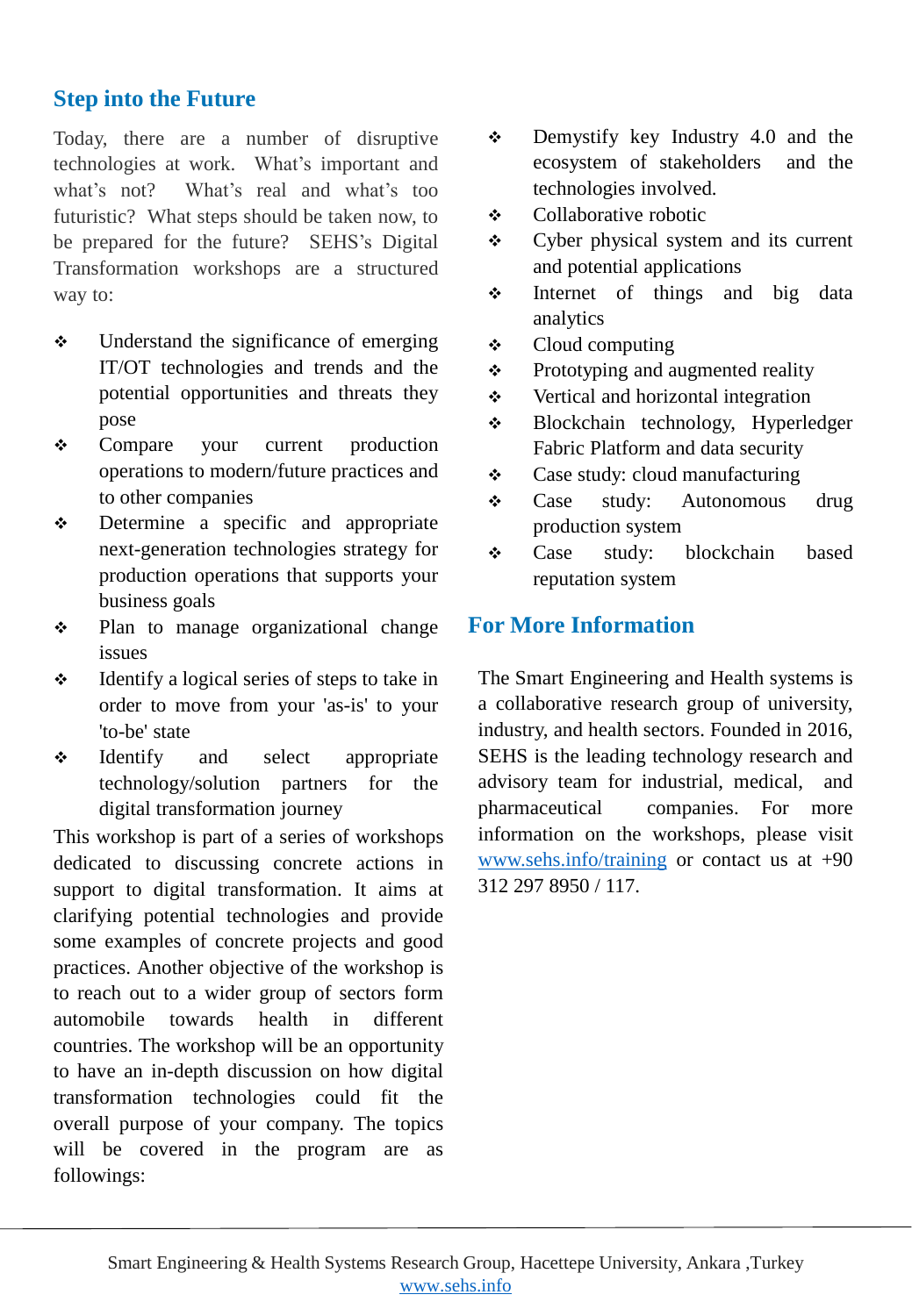## Step into the Future

Today, there are a number of disruptive technologies at work. What's important and what's not? What's real and what's too futuristic? What steps should be taken now, to be prepared for the future? SEHS's Digital Transformation workshops are a structured way to:

- Understand the significance of emerging IT/OT technologies and trends and the potential opportunities and threats they pose
- Compare your current production operations to modern/future practices and to other companies
- Determine a specific and appropriate next-generation technologies strategy for production operations that supports your business goals
- Plan to manage organizational change issues
- Identify a logical series of steps to take in order to move from your 'as-is' to your 'to-be' state
- Identify and select appropriate technology/solution partners for the digital transformation journey

This workshop is part of a series of workshops dedicated to discussing concrete actions in support to digital transformation. It aims at clarifying potential technologies and provide some examples of concrete projects and good practices. Another objective of the workshop is to reach out to a wider group of sectors form automobile towards health in different countries. The workshop will be an opportunity to have an in-depth discussion on how digital transformation technologies could fit the overall purpose of your company. The topics will be covered in the program are as followings:

- Demystify key Industry 4.0 and the ecosystem of stakeholders and the technologies involved.
- Collaborative robotic
- Cyber physical system and its current and potential applications
- Internet of things and big data analytics
- Cloud computing
- Prototyping and augmented reality
- Vertical and horizontal integration
- Blockchain technology, Hyperledger Fabric Platform and data security
- Case study: cloud manufacturing
- Case study: Autonomous drug production system
- Case study: blockchain based reputation system

## For More Information

The Smart Engineering and Health systems is a collaborative research group of university, industry, and health sectors. Founded in 2016, SEHS is the leading technology research and advisory team for industrial, medical, and pharmaceutical companies. For more information on the workshops, please visit www.sehs.info/training or contact us at +90 312 297 8950 / 117.

Smart Engineering & Health Systems Research Group, Hacettepe University, Ankara ,Turkey
www.sehs.info